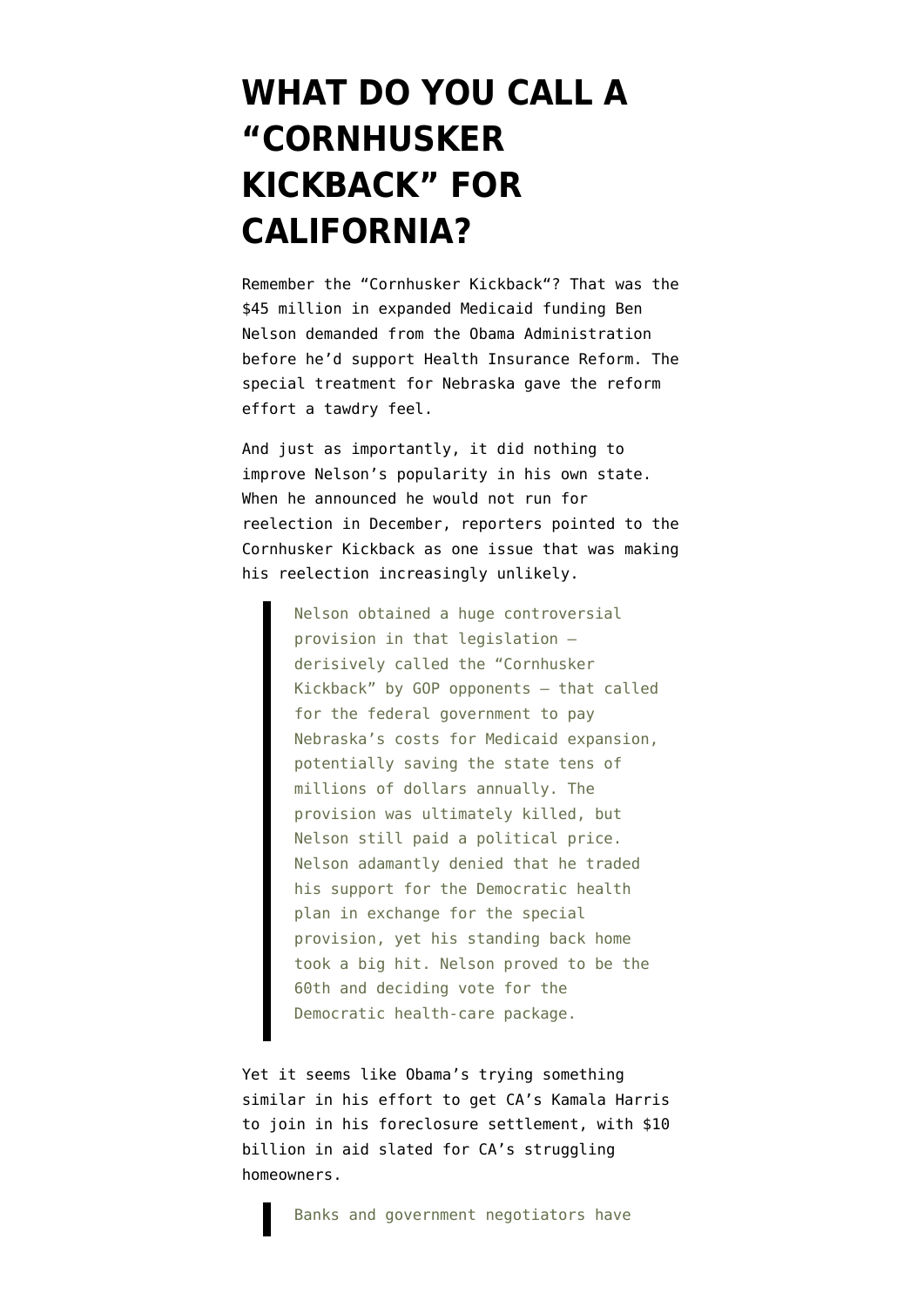# WHAT DO YOU CALL A "CORNHUSKER KICKBACK" FOR CALIFORNIA?

Remember the "Cornhusker Kickback"? That was the $45 million in expanded Medicaid funding Ben Nelson demanded from the Obama Administration before he'd support Health Insurance Reform. The special treatment for Nebraska gave the reform effort a tawdry feel.

And just as importantly, it did nothing to improve Nelson's popularity in his own state. When he announced he would not run for reelection in December, reporters pointed to the Cornhusker Kickback as one issue that was making his reelection increasingly unlikely.

> Nelson obtained a huge controversial provision in that legislation — derisively called the "Cornhusker Kickback" by GOP opponents — that called for the federal government to pay Nebraska's costs for Medicaid expansion, potentially saving the state tens of millions of dollars annually. The provision was ultimately killed, but Nelson still paid a political price. Nelson adamantly denied that he traded his support for the Democratic health plan in exchange for the special provision, yet his standing back home took a big hit. Nelson proved to be the 60th and deciding vote for the Democratic health-care package.

Yet it seems like Obama's trying something similar in his effort to get CA's Kamala Harris to join in his foreclosure settlement, with $10 billion in aid slated for CA's struggling homeowners.

> Banks and government negotiators have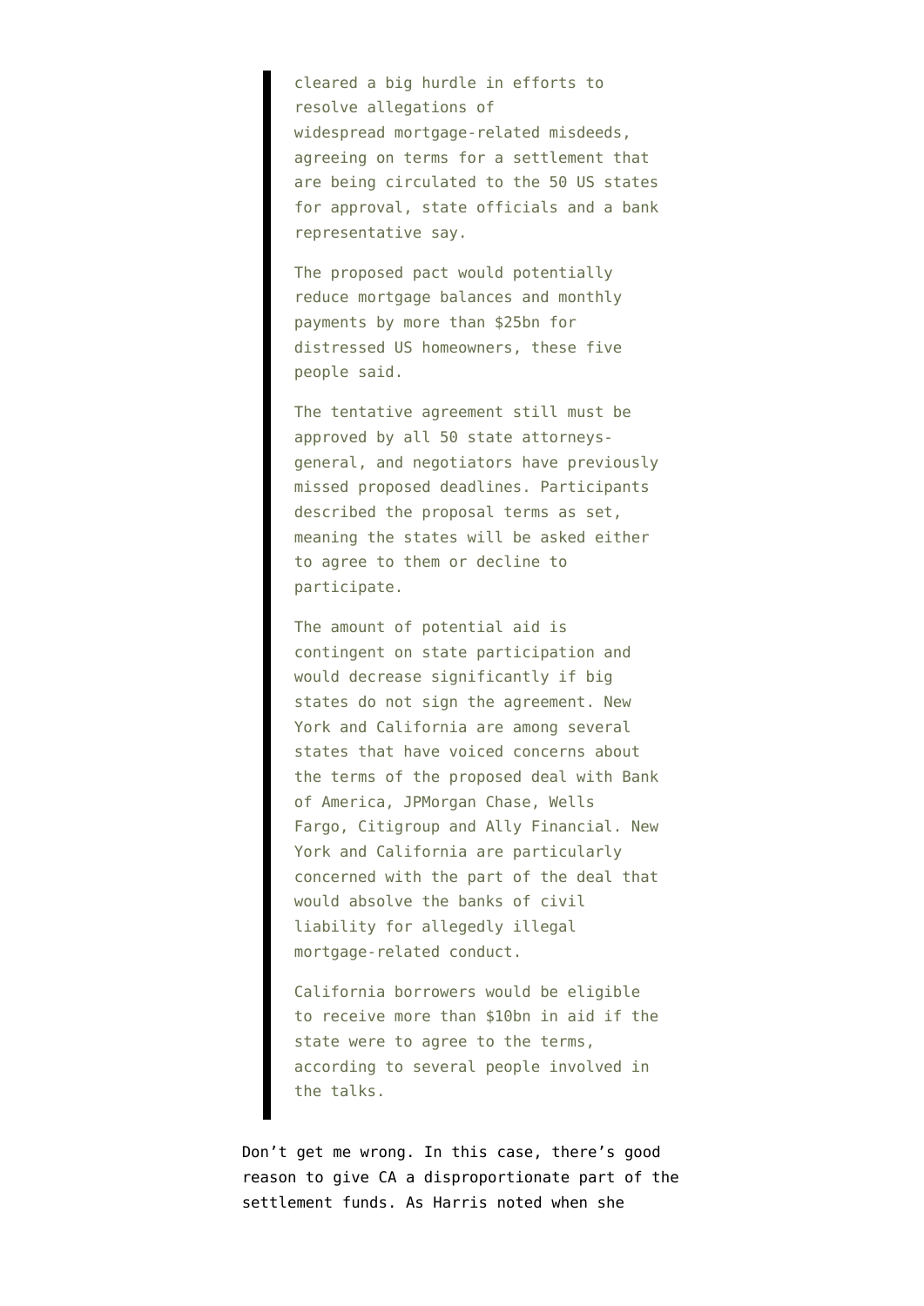> cleared a big hurdle in efforts to resolve allegations of widespread mortgage-related misdeeds, agreeing on terms for a settlement that are being circulated to the 50 US states for approval, state officials and a bank representative say.
>
> The proposed pact would potentially reduce mortgage balances and monthly payments by more than $25bn for distressed US homeowners, these five people said.
>
> The tentative agreement still must be approved by all 50 state attorneys-general, and negotiators have previously missed proposed deadlines. Participants described the proposal terms as set, meaning the states will be asked either to agree to them or decline to participate.
>
> The amount of potential aid is contingent on state participation and would decrease significantly if big states do not sign the agreement. New York and California are among several states that have voiced concerns about the terms of the proposed deal with Bank of America, JPMorgan Chase, Wells Fargo, Citigroup and Ally Financial. New York and California are particularly concerned with the part of the deal that would absolve the banks of civil liability for allegedly illegal mortgage-related conduct.
>
> California borrowers would be eligible to receive more than $10bn in aid if the state were to agree to the terms, according to several people involved in the talks.

Don't get me wrong. In this case, there's good reason to give CA a disproportionate part of the settlement funds. As Harris noted when she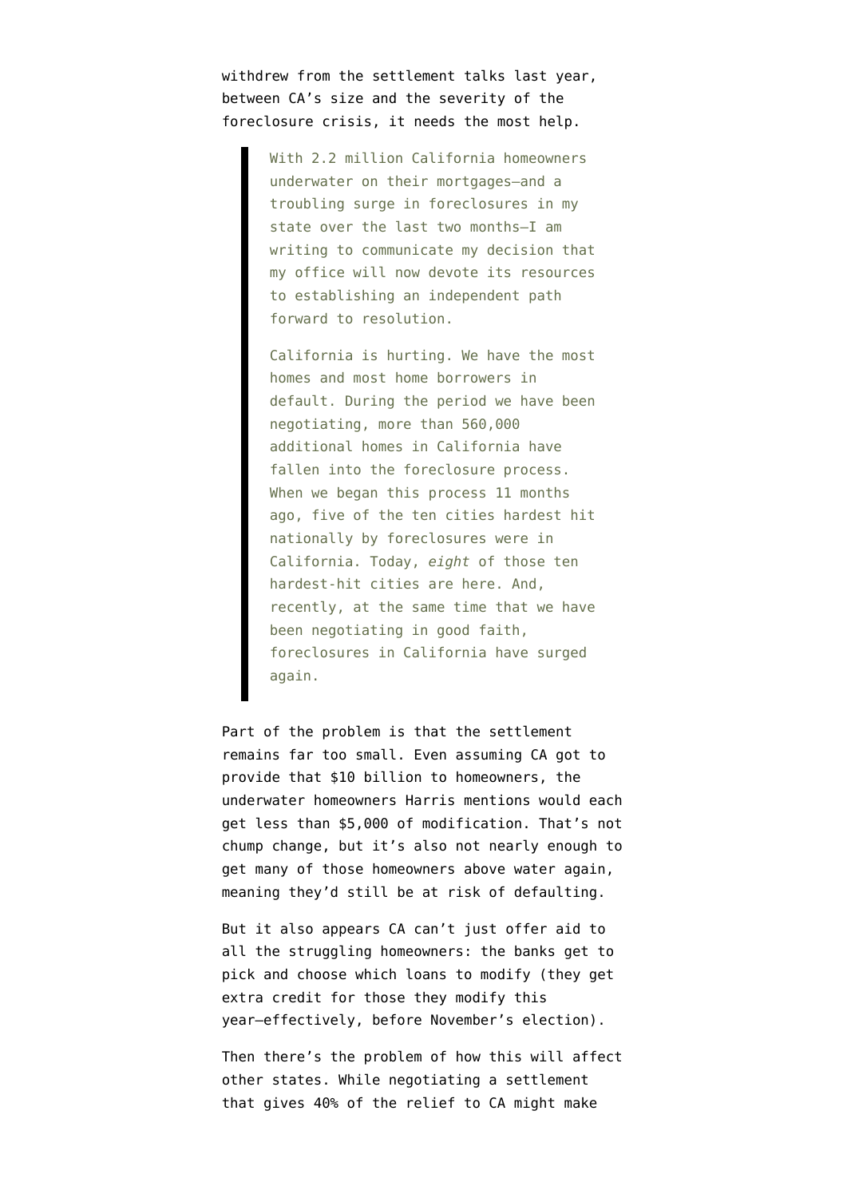withdrew from the settlement talks last year, between CA's size and the severity of the foreclosure crisis, it needs the most help.

> With 2.2 million California homeowners underwater on their mortgages—and a troubling surge in foreclosures in my state over the last two months—I am writing to communicate my decision that my office will now devote its resources to establishing an independent path forward to resolution.
>
> California is hurting. We have the most homes and most home borrowers in default. During the period we have been negotiating, more than 560,000 additional homes in California have fallen into the foreclosure process. When we began this process 11 months ago, five of the ten cities hardest hit nationally by foreclosures were in California. Today, *eight* of those ten hardest-hit cities are here. And, recently, at the same time that we have been negotiating in good faith, foreclosures in California have surged again.

Part of the problem is that the settlement remains far too small. Even assuming CA got to provide that $10 billion to homeowners, the underwater homeowners Harris mentions would each get less than $5,000 of modification. That's not chump change, but it's also not nearly enough to get many of those homeowners above water again, meaning they'd still be at risk of defaulting.

But it also appears CA can't just offer aid to all the struggling homeowners: the banks get to pick and choose which loans to modify (they get extra credit for those they modify this year—effectively, before November's election).

Then there's the problem of how this will affect other states. While negotiating a settlement that gives 40% of the relief to CA might make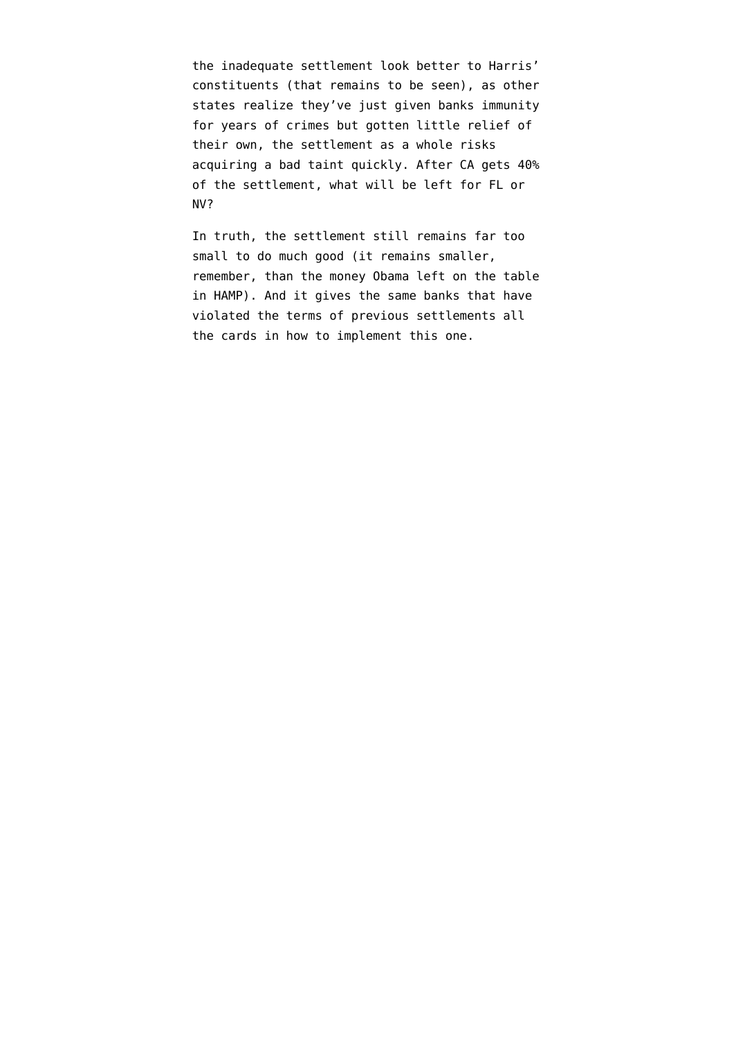the inadequate settlement look better to Harris' constituents (that remains to be seen), as other states realize they've just given banks immunity for years of crimes but gotten little relief of their own, the settlement as a whole risks acquiring a bad taint quickly. After CA gets 40% of the settlement, what will be left for FL or NV?

In truth, the settlement still remains far too small to do much good (it remains smaller, remember, than the money Obama left on the table in HAMP). And it gives the same banks that have violated the terms of previous settlements all the cards in how to implement this one.